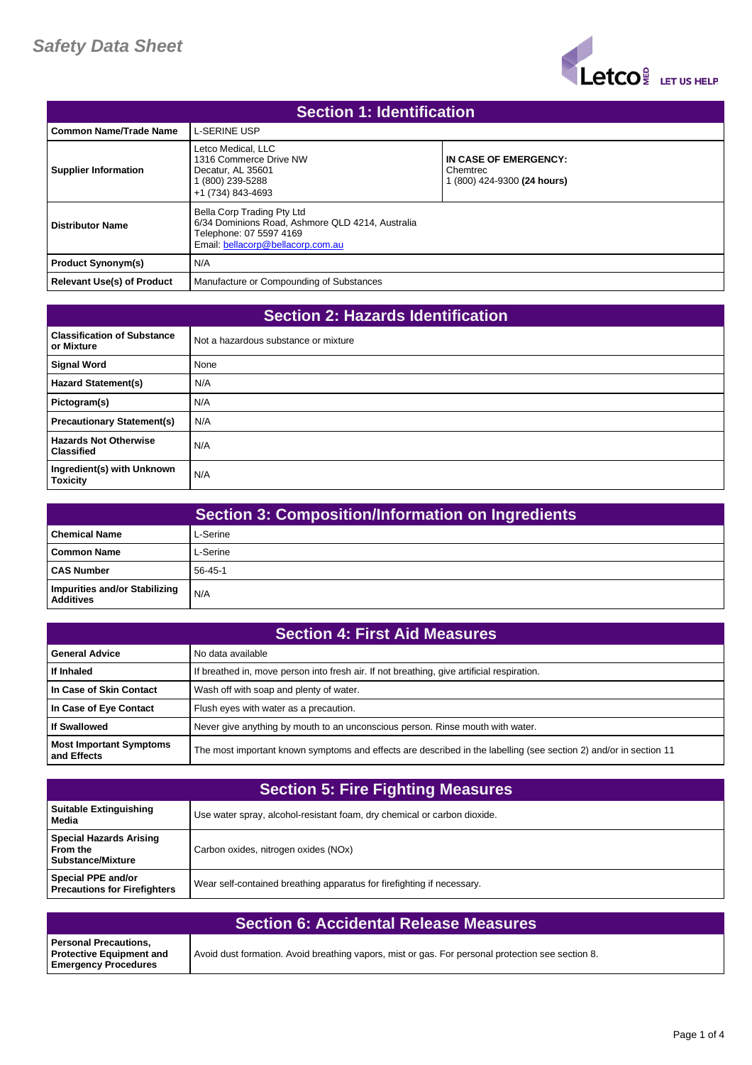# Safety Data Sheet

## Section 1: Identification

| | | |
|---|---|---|
| **Common Name/Trade Name** | L-SERINE USP | |
| **Supplier Information** | Letco Medical, LLC<br>1316 Commerce Drive NW<br>Decatur, AL 35601<br>1 (800) 239-5288<br>+1 (734) 843-4693 | **IN CASE OF EMERGENCY:**<br>Chemtrec<br>1 (800) 424-9300 **(24 hours)** |
| **Distributor Name** | Bella Corp Trading Pty Ltd<br>6/34 Dominions Road, Ashmore QLD 4214, Australia<br>Telephone: 07 5597 4169<br>Email: bellacorp@bellacorp.com.au | |
| **Product Synonym(s)** | N/A | |
| **Relevant Use(s) of Product** | Manufacture or Compounding of Substances | |

## Section 2: Hazards Identification

| | |
|---|---|
| **Classification of Substance or Mixture** | Not a hazardous substance or mixture |
| **Signal Word** | None |
| **Hazard Statement(s)** | N/A |
| **Pictogram(s)** | N/A |
| **Precautionary Statement(s)** | N/A |
| **Hazards Not Otherwise Classified** | N/A |
| **Ingredient(s) with Unknown Toxicity** | N/A |

## Section 3: Composition/Information on Ingredients

| | |
|---|---|
| **Chemical Name** | L-Serine |
| **Common Name** | L-Serine |
| **CAS Number** | 56-45-1 |
| **Impurities and/or Stabilizing Additives** | N/A |

## Section 4: First Aid Measures

| | |
|---|---|
| **General Advice** | No data available |
| **If Inhaled** | If breathed in, move person into fresh air. If not breathing, give artificial respiration. |
| **In Case of Skin Contact** | Wash off with soap and plenty of water. |
| **In Case of Eye Contact** | Flush eyes with water as a precaution. |
| **If Swallowed** | Never give anything by mouth to an unconscious person. Rinse mouth with water. |
| **Most Important Symptoms and Effects** | The most important known symptoms and effects are described in the labelling (see section 2) and/or in section 11 |

## Section 5: Fire Fighting Measures

| | |
|---|---|
| **Suitable Extinguishing Media** | Use water spray, alcohol-resistant foam, dry chemical or carbon dioxide. |
| **Special Hazards Arising From the Substance/Mixture** | Carbon oxides, nitrogen oxides (NOx) |
| **Special PPE and/or Precautions for Firefighters** | Wear self-contained breathing apparatus for firefighting if necessary. |

## Section 6: Accidental Release Measures

| | |
|---|---|
| **Personal Precautions, Protective Equipment and Emergency Procedures** | Avoid dust formation. Avoid breathing vapors, mist or gas. For personal protection see section 8. |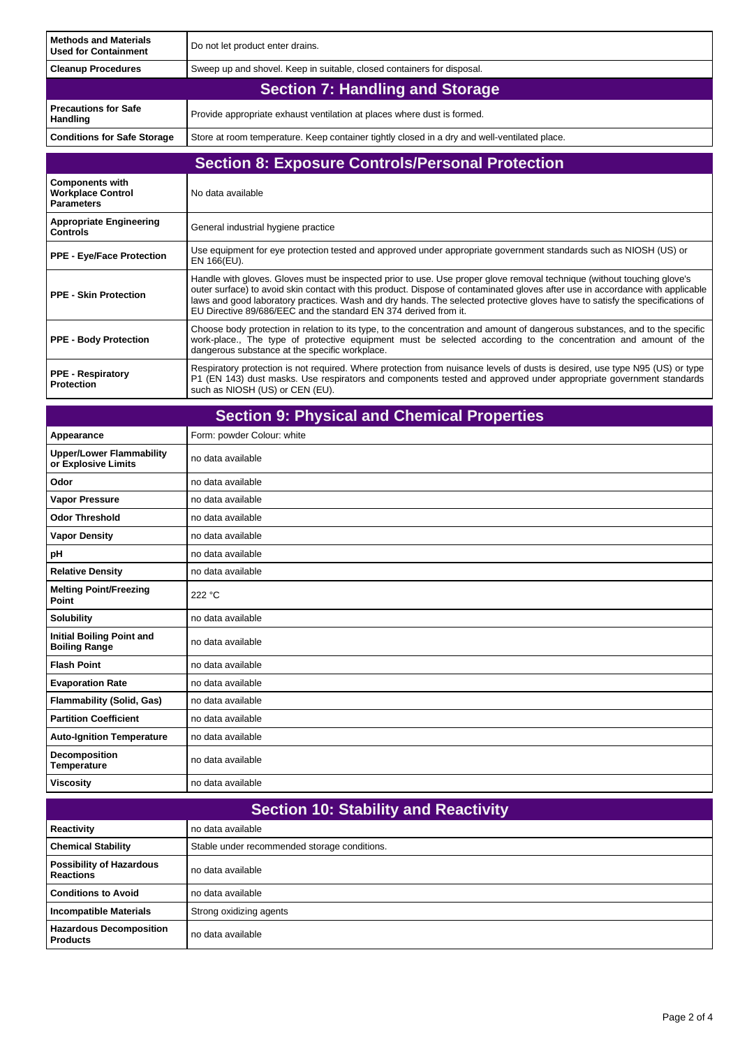| | |
|---|---|
| **Methods and Materials Used for Containment** | Do not let product enter drains. |
| **Cleanup Procedures** | Sweep up and shovel. Keep in suitable, closed containers for disposal. |

## Section 7: Handling and Storage

| | |
|---|---|
| **Precautions for Safe Handling** | Provide appropriate exhaust ventilation at places where dust is formed. |
| **Conditions for Safe Storage** | Store at room temperature. Keep container tightly closed in a dry and well-ventilated place. |

## Section 8: Exposure Controls/Personal Protection

| | |
|---|---|
| **Components with Workplace Control Parameters** | No data available |
| **Appropriate Engineering Controls** | General industrial hygiene practice |
| **PPE - Eye/Face Protection** | Use equipment for eye protection tested and approved under appropriate government standards such as NIOSH (US) or EN 166(EU). |
| **PPE - Skin Protection** | Handle with gloves. Gloves must be inspected prior to use. Use proper glove removal technique (without touching glove's outer surface) to avoid skin contact with this product. Dispose of contaminated gloves after use in accordance with applicable laws and good laboratory practices. Wash and dry hands. The selected protective gloves have to satisfy the specifications of EU Directive 89/686/EEC and the standard EN 374 derived from it. |
| **PPE - Body Protection** | Choose body protection in relation to its type, to the concentration and amount of dangerous substances, and to the specific work-place., The type of protective equipment must be selected according to the concentration and amount of the dangerous substance at the specific workplace. |
| **PPE - Respiratory Protection** | Respiratory protection is not required. Where protection from nuisance levels of dusts is desired, use type N95 (US) or type P1 (EN 143) dust masks. Use respirators and components tested and approved under appropriate government standards such as NIOSH (US) or CEN (EU). |

## Section 9: Physical and Chemical Properties

| | |
|---|---|
| **Appearance** | Form: powder Colour: white |
| **Upper/Lower Flammability or Explosive Limits** | no data available |
| **Odor** | no data available |
| **Vapor Pressure** | no data available |
| **Odor Threshold** | no data available |
| **Vapor Density** | no data available |
| **pH** | no data available |
| **Relative Density** | no data available |
| **Melting Point/Freezing Point** | 222 °C |
| **Solubility** | no data available |
| **Initial Boiling Point and Boiling Range** | no data available |
| **Flash Point** | no data available |
| **Evaporation Rate** | no data available |
| **Flammability (Solid, Gas)** | no data available |
| **Partition Coefficient** | no data available |
| **Auto-Ignition Temperature** | no data available |
| **Decomposition Temperature** | no data available |
| **Viscosity** | no data available |

## Section 10: Stability and Reactivity

| | |
|---|---|
| **Reactivity** | no data available |
| **Chemical Stability** | Stable under recommended storage conditions. |
| **Possibility of Hazardous Reactions** | no data available |
| **Conditions to Avoid** | no data available |
| **Incompatible Materials** | Strong oxidizing agents |
| **Hazardous Decomposition Products** | no data available |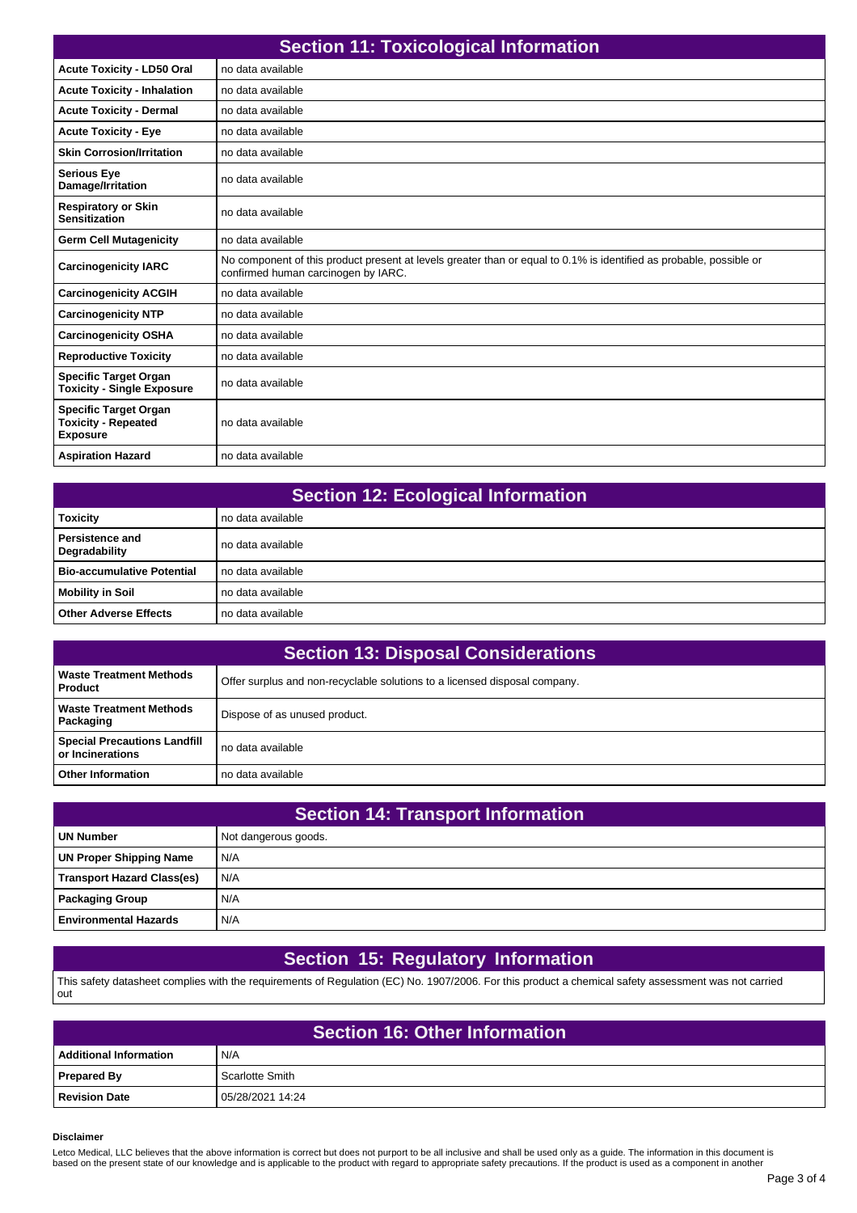## Section 11: Toxicological Information

| | |
|---|---|
| **Acute Toxicity - LD50 Oral** | no data available |
| **Acute Toxicity - Inhalation** | no data available |
| **Acute Toxicity - Dermal** | no data available |
| **Acute Toxicity - Eye** | no data available |
| **Skin Corrosion/Irritation** | no data available |
| **Serious Eye Damage/Irritation** | no data available |
| **Respiratory or Skin Sensitization** | no data available |
| **Germ Cell Mutagenicity** | no data available |
| **Carcinogenicity IARC** | No component of this product present at levels greater than or equal to 0.1% is identified as probable, possible or confirmed human carcinogen by IARC. |
| **Carcinogenicity ACGIH** | no data available |
| **Carcinogenicity NTP** | no data available |
| **Carcinogenicity OSHA** | no data available |
| **Reproductive Toxicity** | no data available |
| **Specific Target Organ Toxicity - Single Exposure** | no data available |
| **Specific Target Organ Toxicity - Repeated Exposure** | no data available |
| **Aspiration Hazard** | no data available |

## Section 12: Ecological Information

| | |
|---|---|
| **Toxicity** | no data available |
| **Persistence and Degradability** | no data available |
| **Bio-accumulative Potential** | no data available |
| **Mobility in Soil** | no data available |
| **Other Adverse Effects** | no data available |

## Section 13: Disposal Considerations

| | |
|---|---|
| **Waste Treatment Methods Product** | Offer surplus and non-recyclable solutions to a licensed disposal company. |
| **Waste Treatment Methods Packaging** | Dispose of as unused product. |
| **Special Precautions Landfill or Incinerations** | no data available |
| **Other Information** | no data available |

## Section 14: Transport Information

| | |
|---|---|
| **UN Number** | Not dangerous goods. |
| **UN Proper Shipping Name** | N/A |
| **Transport Hazard Class(es)** | N/A |
| **Packaging Group** | N/A |
| **Environmental Hazards** | N/A |

## Section 15: Regulatory Information

This safety datasheet complies with the requirements of Regulation (EC) No. 1907/2006. For this product a chemical safety assessment was not carried out

## Section 16: Other Information

| | |
|---|---|
| **Additional Information** | N/A |
| **Prepared By** | Scarlotte Smith |
| **Revision Date** | 05/28/2021 14:24 |

**Disclaimer**

Letco Medical, LLC believes that the above information is correct but does not purport to be all inclusive and shall be used only as a guide. The information in this document is based on the present state of our knowledge and is applicable to the product with regard to appropriate safety precautions. If the product is used as a component in another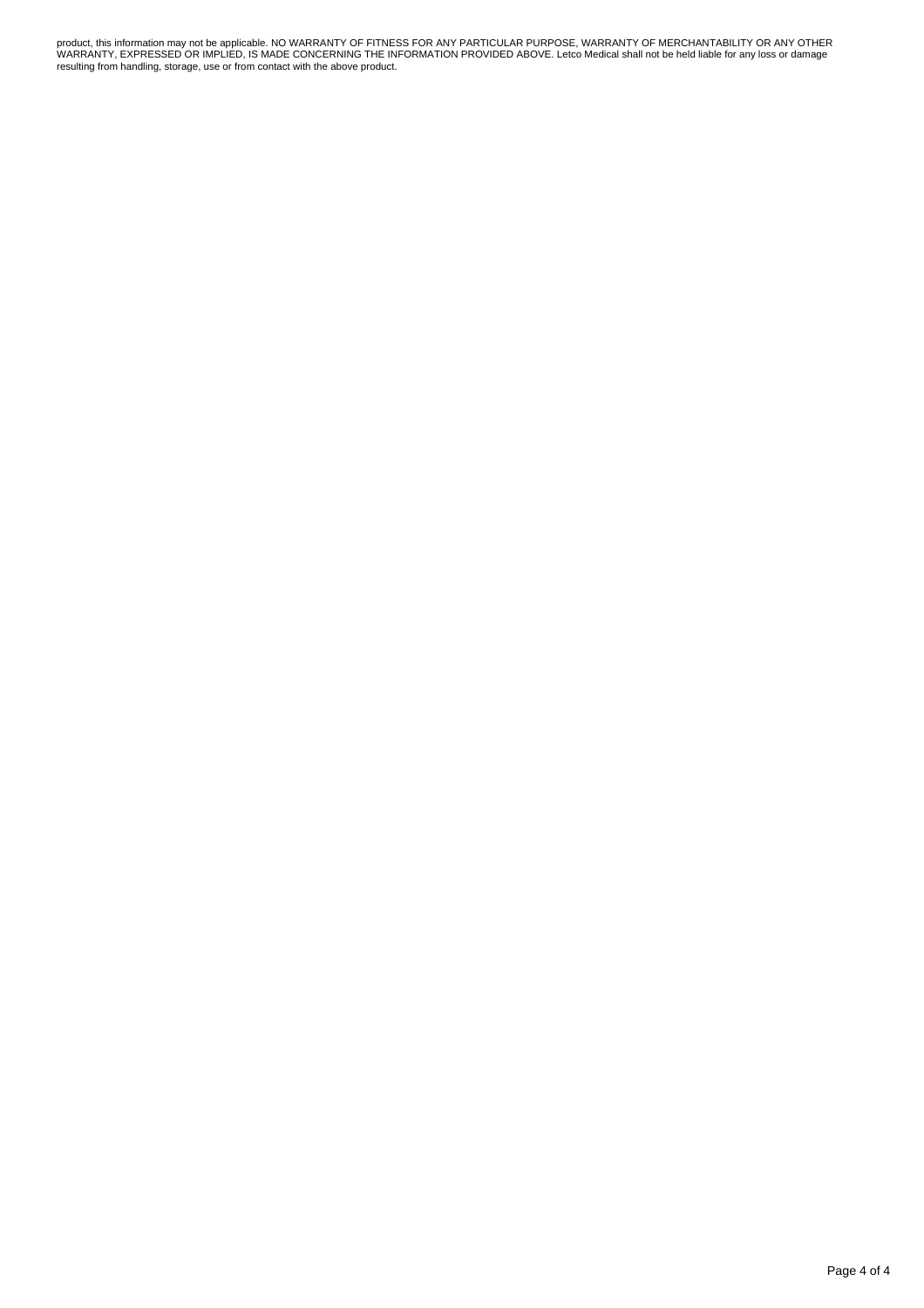product, this information may not be applicable. NO WARRANTY OF FITNESS FOR ANY PARTICULAR PURPOSE, WARRANTY OF MERCHANTABILITY OR ANY OTHER WARRANTY, EXPRESSED OR IMPLIED, IS MADE CONCERNING THE INFORMATION PROVIDED ABOVE. Letco Medical shall not be held liable for any loss or damage resulting from handling, storage, use or from contact with the above product.